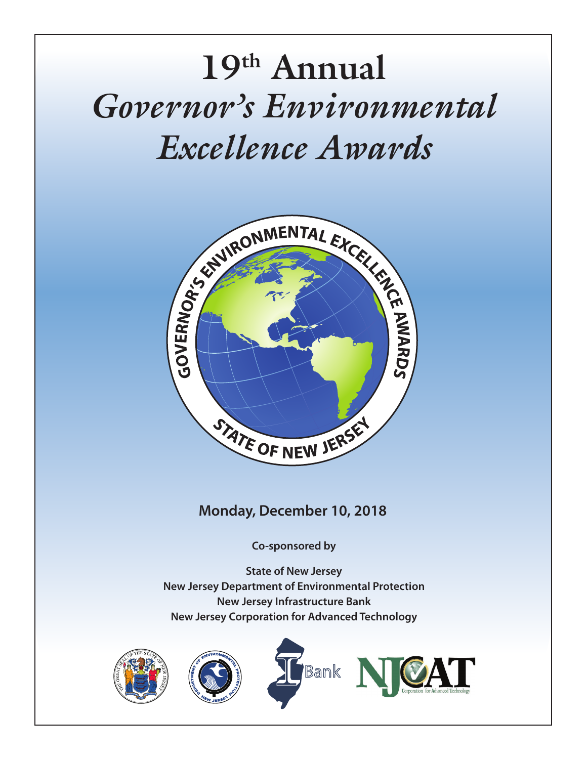# 19th Annual

# *Governor's Environmental Excellence Awards*

GOVERNOR'S ENVIRONMENTAL EXCELLENCE AWARDS

STATE OF NEW JERSEY

**Monday, December 10, 2018**

**Co-sponsored by**

**State of New Jersey**
**New Jersey Department of Environmental Protection**
**New Jersey Infrastructure Bank**
**New Jersey Corporation for Advanced Technology**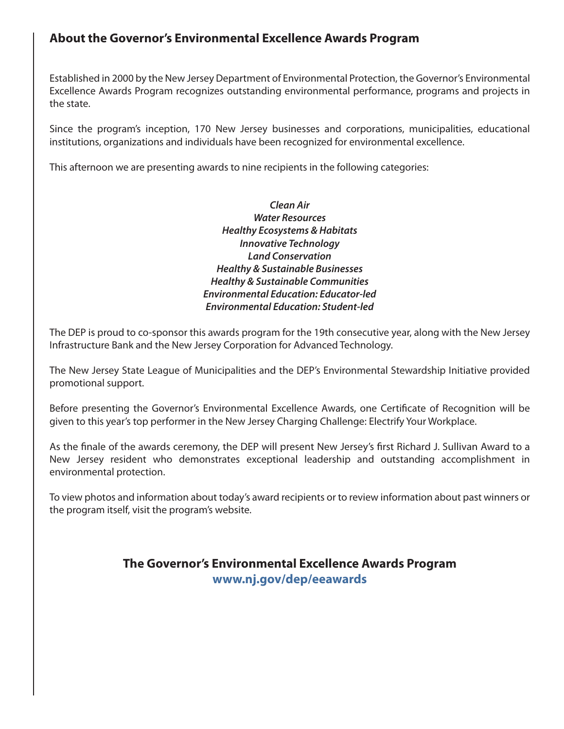## About the Governor's Environmental Excellence Awards Program

Established in 2000 by the New Jersey Department of Environmental Protection, the Governor's Environmental Excellence Awards Program recognizes outstanding environmental performance, programs and projects in the state.

Since the program's inception, 170 New Jersey businesses and corporations, municipalities, educational institutions, organizations and individuals have been recognized for environmental excellence.

This afternoon we are presenting awards to nine recipients in the following categories:

***Clean Air***
***Water Resources***
***Healthy Ecosystems & Habitats***
***Innovative Technology***
***Land Conservation***
***Healthy & Sustainable Businesses***
***Healthy & Sustainable Communities***
***Environmental Education: Educator-led***
***Environmental Education: Student-led***

The DEP is proud to co-sponsor this awards program for the 19th consecutive year, along with the New Jersey Infrastructure Bank and the New Jersey Corporation for Advanced Technology.

The New Jersey State League of Municipalities and the DEP's Environmental Stewardship Initiative provided promotional support.

Before presenting the Governor's Environmental Excellence Awards, one Certificate of Recognition will be given to this year's top performer in the New Jersey Charging Challenge: Electrify Your Workplace.

As the finale of the awards ceremony, the DEP will present New Jersey's first Richard J. Sullivan Award to a New Jersey resident who demonstrates exceptional leadership and outstanding accomplishment in environmental protection.

To view photos and information about today's award recipients or to review information about past winners or the program itself, visit the program's website.

**The Governor's Environmental Excellence Awards Program**
**www.nj.gov/dep/eeawards**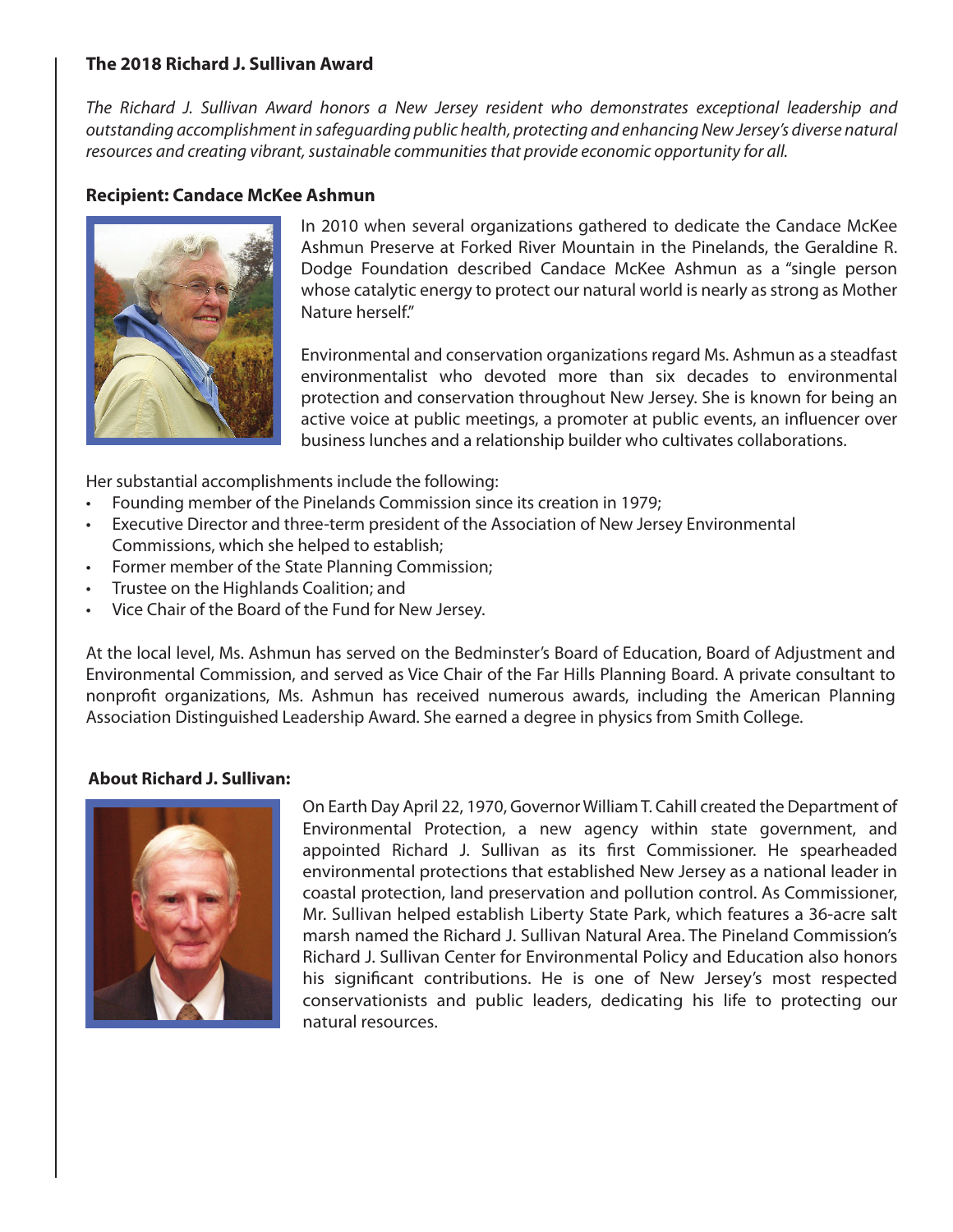## The 2018 Richard J. Sullivan Award

*The Richard J. Sullivan Award honors a New Jersey resident who demonstrates exceptional leadership and outstanding accomplishment in safeguarding public health, protecting and enhancing New Jersey's diverse natural resources and creating vibrant, sustainable communities that provide economic opportunity for all.*

### Recipient: Candace McKee Ashmun

In 2010 when several organizations gathered to dedicate the Candace McKee Ashmun Preserve at Forked River Mountain in the Pinelands, the Geraldine R. Dodge Foundation described Candace McKee Ashmun as a "single person whose catalytic energy to protect our natural world is nearly as strong as Mother Nature herself."

Environmental and conservation organizations regard Ms. Ashmun as a steadfast environmentalist who devoted more than six decades to environmental protection and conservation throughout New Jersey. She is known for being an active voice at public meetings, a promoter at public events, an influencer over business lunches and a relationship builder who cultivates collaborations.

Her substantial accomplishments include the following:

- Founding member of the Pinelands Commission since its creation in 1979;
- Executive Director and three-term president of the Association of New Jersey Environmental Commissions, which she helped to establish;
- Former member of the State Planning Commission;
- Trustee on the Highlands Coalition; and
- Vice Chair of the Board of the Fund for New Jersey.

At the local level, Ms. Ashmun has served on the Bedminster's Board of Education, Board of Adjustment and Environmental Commission, and served as Vice Chair of the Far Hills Planning Board. A private consultant to nonprofit organizations, Ms. Ashmun has received numerous awards, including the American Planning Association Distinguished Leadership Award. She earned a degree in physics from Smith College.

### About Richard J. Sullivan:

On Earth Day April 22, 1970, Governor William T. Cahill created the Department of Environmental Protection, a new agency within state government, and appointed Richard J. Sullivan as its first Commissioner. He spearheaded environmental protections that established New Jersey as a national leader in coastal protection, land preservation and pollution control. As Commissioner, Mr. Sullivan helped establish Liberty State Park, which features a 36-acre salt marsh named the Richard J. Sullivan Natural Area. The Pineland Commission's Richard J. Sullivan Center for Environmental Policy and Education also honors his significant contributions. He is one of New Jersey's most respected conservationists and public leaders, dedicating his life to protecting our natural resources.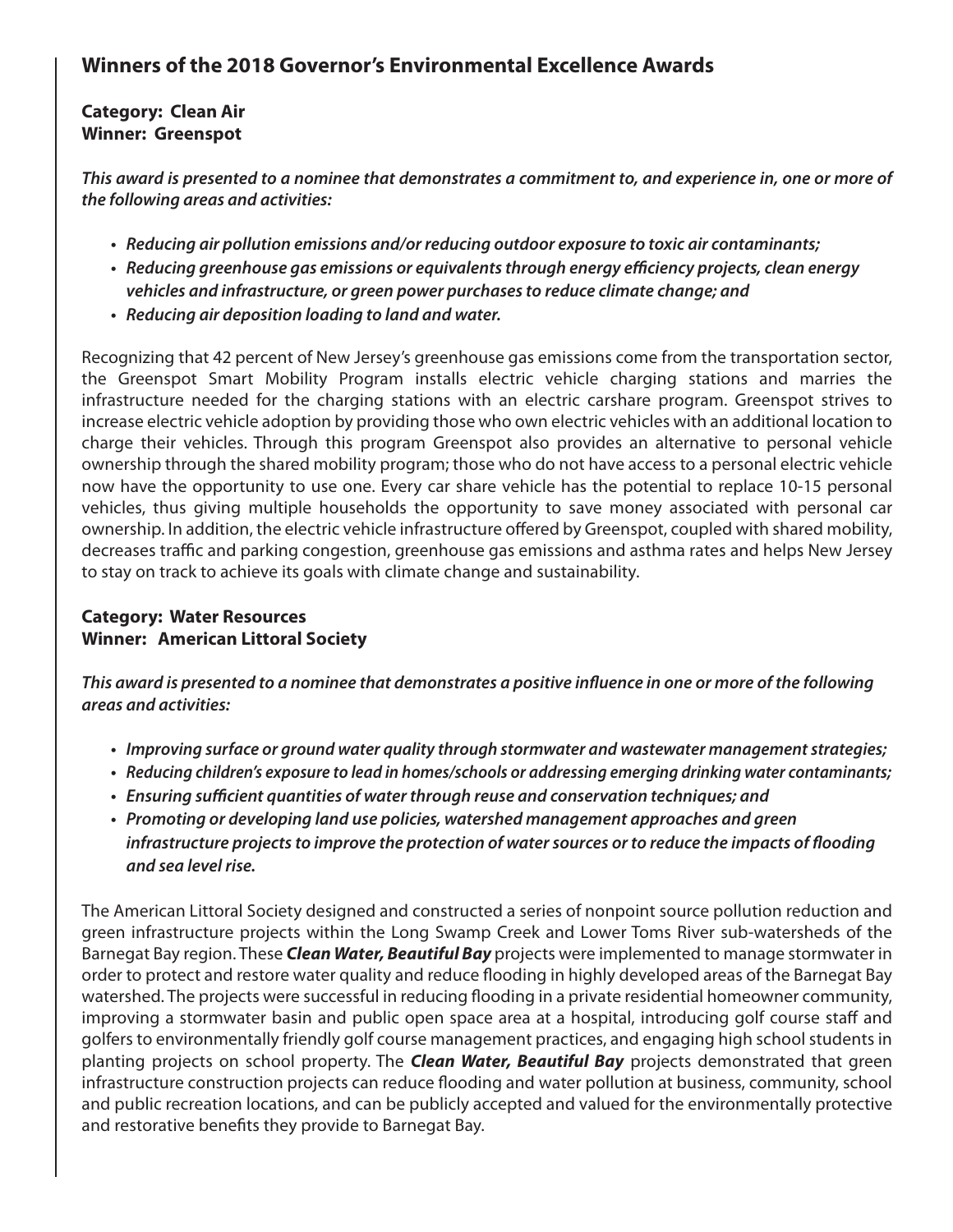## Winners of the 2018 Governor's Environmental Excellence Awards

**Category: Clean Air**
**Winner: Greenspot**

***This award is presented to a nominee that demonstrates a commitment to, and experience in, one or more of the following areas and activities:***

- ***Reducing air pollution emissions and/or reducing outdoor exposure to toxic air contaminants;***
- ***Reducing greenhouse gas emissions or equivalents through energy efficiency projects, clean energy vehicles and infrastructure, or green power purchases to reduce climate change; and***
- ***Reducing air deposition loading to land and water.***

Recognizing that 42 percent of New Jersey's greenhouse gas emissions come from the transportation sector, the Greenspot Smart Mobility Program installs electric vehicle charging stations and marries the infrastructure needed for the charging stations with an electric carshare program. Greenspot strives to increase electric vehicle adoption by providing those who own electric vehicles with an additional location to charge their vehicles. Through this program Greenspot also provides an alternative to personal vehicle ownership through the shared mobility program; those who do not have access to a personal electric vehicle now have the opportunity to use one. Every car share vehicle has the potential to replace 10-15 personal vehicles, thus giving multiple households the opportunity to save money associated with personal car ownership. In addition, the electric vehicle infrastructure offered by Greenspot, coupled with shared mobility, decreases traffic and parking congestion, greenhouse gas emissions and asthma rates and helps New Jersey to stay on track to achieve its goals with climate change and sustainability.

**Category: Water Resources**
**Winner: American Littoral Society**

***This award is presented to a nominee that demonstrates a positive influence in one or more of the following areas and activities:***

- ***Improving surface or ground water quality through stormwater and wastewater management strategies;***
- ***Reducing children's exposure to lead in homes/schools or addressing emerging drinking water contaminants;***
- ***Ensuring sufficient quantities of water through reuse and conservation techniques; and***
- ***Promoting or developing land use policies, watershed management approaches and green infrastructure projects to improve the protection of water sources or to reduce the impacts of flooding and sea level rise.***

The American Littoral Society designed and constructed a series of nonpoint source pollution reduction and green infrastructure projects within the Long Swamp Creek and Lower Toms River sub-watersheds of the Barnegat Bay region. These ***Clean Water, Beautiful Bay*** projects were implemented to manage stormwater in order to protect and restore water quality and reduce flooding in highly developed areas of the Barnegat Bay watershed. The projects were successful in reducing flooding in a private residential homeowner community, improving a stormwater basin and public open space area at a hospital, introducing golf course staff and golfers to environmentally friendly golf course management practices, and engaging high school students in planting projects on school property. The ***Clean Water, Beautiful Bay*** projects demonstrated that green infrastructure construction projects can reduce flooding and water pollution at business, community, school and public recreation locations, and can be publicly accepted and valued for the environmentally protective and restorative benefits they provide to Barnegat Bay.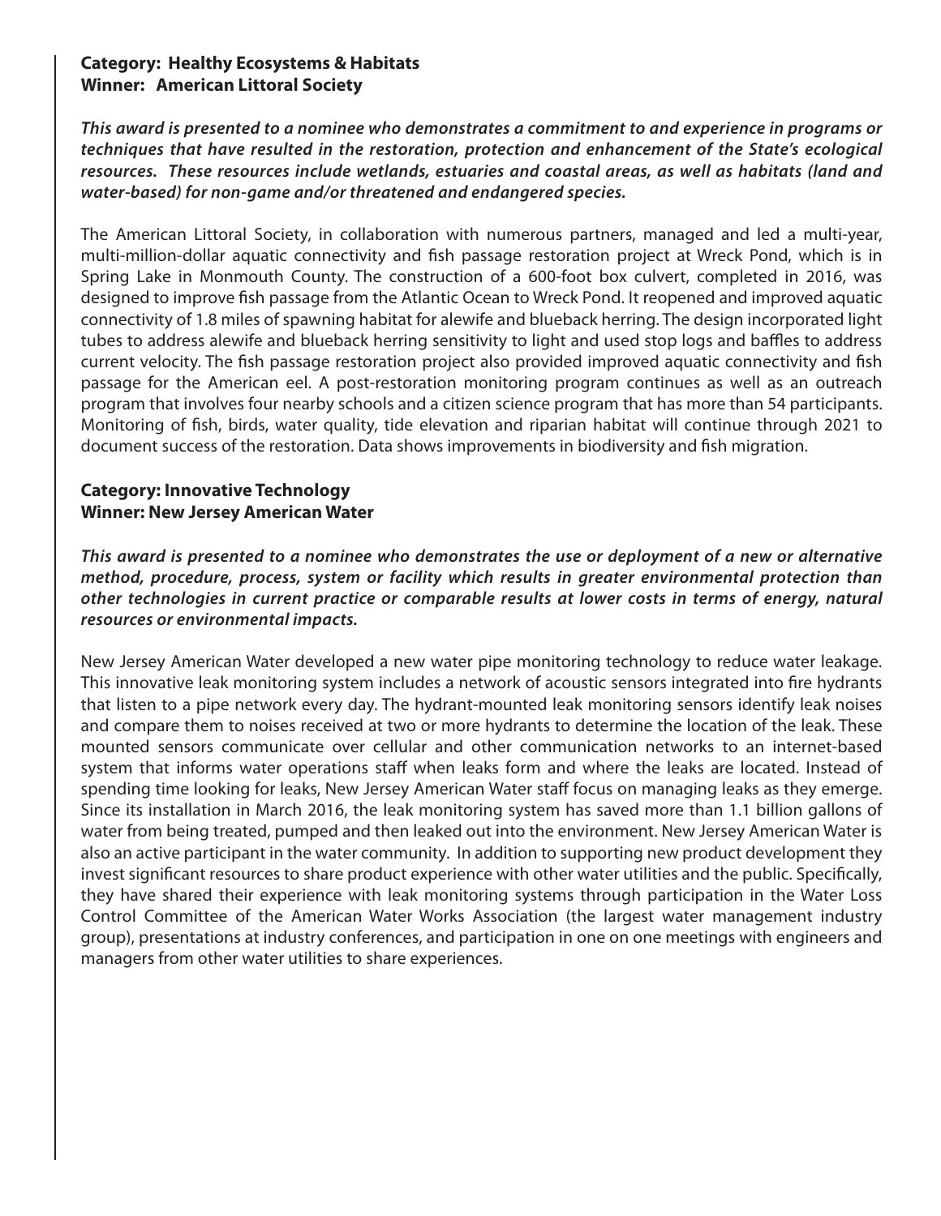**Category: Healthy Ecosystems & Habitats**
**Winner: American Littoral Society**

***This award is presented to a nominee who demonstrates a commitment to and experience in programs or techniques that have resulted in the restoration, protection and enhancement of the State's ecological resources. These resources include wetlands, estuaries and coastal areas, as well as habitats (land and water-based) for non-game and/or threatened and endangered species.***

The American Littoral Society, in collaboration with numerous partners, managed and led a multi-year, multi-million-dollar aquatic connectivity and fish passage restoration project at Wreck Pond, which is in Spring Lake in Monmouth County. The construction of a 600-foot box culvert, completed in 2016, was designed to improve fish passage from the Atlantic Ocean to Wreck Pond. It reopened and improved aquatic connectivity of 1.8 miles of spawning habitat for alewife and blueback herring. The design incorporated light tubes to address alewife and blueback herring sensitivity to light and used stop logs and baffles to address current velocity. The fish passage restoration project also provided improved aquatic connectivity and fish passage for the American eel. A post-restoration monitoring program continues as well as an outreach program that involves four nearby schools and a citizen science program that has more than 54 participants. Monitoring of fish, birds, water quality, tide elevation and riparian habitat will continue through 2021 to document success of the restoration. Data shows improvements in biodiversity and fish migration.

**Category: Innovative Technology**
**Winner: New Jersey American Water**

***This award is presented to a nominee who demonstrates the use or deployment of a new or alternative method, procedure, process, system or facility which results in greater environmental protection than other technologies in current practice or comparable results at lower costs in terms of energy, natural resources or environmental impacts.***

New Jersey American Water developed a new water pipe monitoring technology to reduce water leakage. This innovative leak monitoring system includes a network of acoustic sensors integrated into fire hydrants that listen to a pipe network every day. The hydrant-mounted leak monitoring sensors identify leak noises and compare them to noises received at two or more hydrants to determine the location of the leak. These mounted sensors communicate over cellular and other communication networks to an internet-based system that informs water operations staff when leaks form and where the leaks are located. Instead of spending time looking for leaks, New Jersey American Water staff focus on managing leaks as they emerge. Since its installation in March 2016, the leak monitoring system has saved more than 1.1 billion gallons of water from being treated, pumped and then leaked out into the environment. New Jersey American Water is also an active participant in the water community. In addition to supporting new product development they invest significant resources to share product experience with other water utilities and the public. Specifically, they have shared their experience with leak monitoring systems through participation in the Water Loss Control Committee of the American Water Works Association (the largest water management industry group), presentations at industry conferences, and participation in one on one meetings with engineers and managers from other water utilities to share experiences.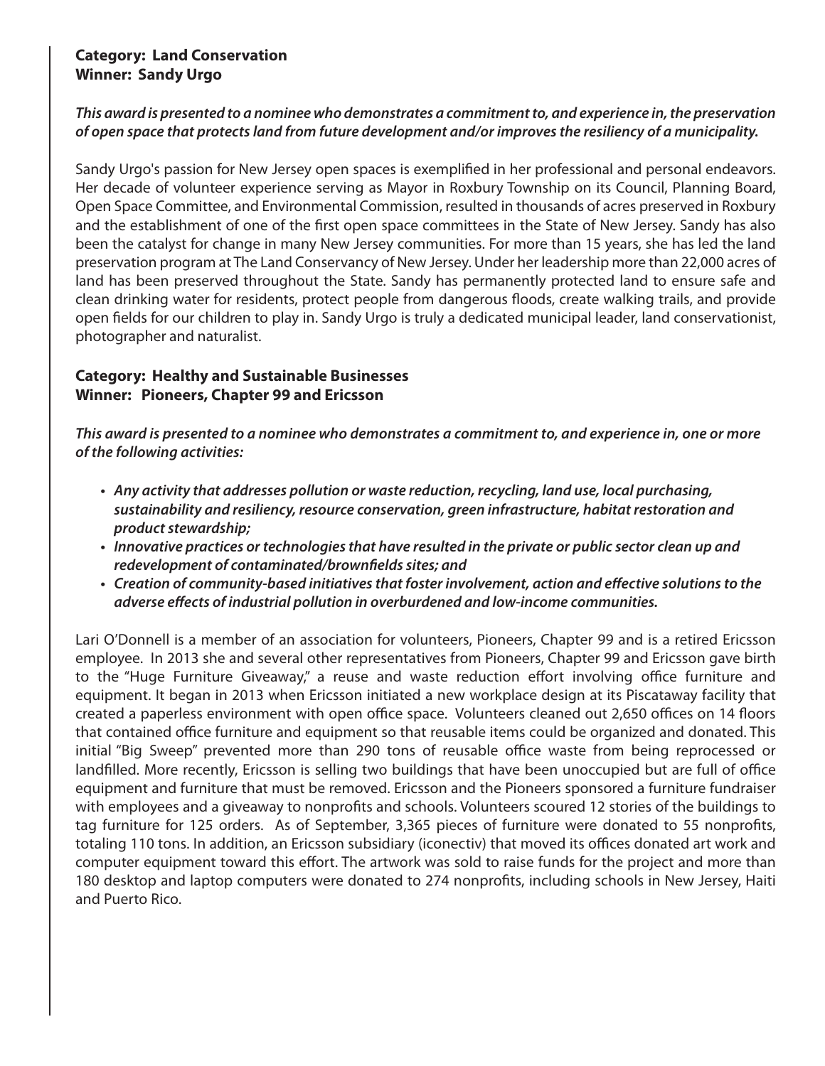**Category: Land Conservation**
**Winner: Sandy Urgo**

***This award is presented to a nominee who demonstrates a commitment to, and experience in, the preservation of open space that protects land from future development and/or improves the resiliency of a municipality.***

Sandy Urgo's passion for New Jersey open spaces is exemplified in her professional and personal endeavors. Her decade of volunteer experience serving as Mayor in Roxbury Township on its Council, Planning Board, Open Space Committee, and Environmental Commission, resulted in thousands of acres preserved in Roxbury and the establishment of one of the first open space committees in the State of New Jersey. Sandy has also been the catalyst for change in many New Jersey communities. For more than 15 years, she has led the land preservation program at The Land Conservancy of New Jersey. Under her leadership more than 22,000 acres of land has been preserved throughout the State. Sandy has permanently protected land to ensure safe and clean drinking water for residents, protect people from dangerous floods, create walking trails, and provide open fields for our children to play in. Sandy Urgo is truly a dedicated municipal leader, land conservationist, photographer and naturalist.

**Category: Healthy and Sustainable Businesses**
**Winner: Pioneers, Chapter 99 and Ericsson**

***This award is presented to a nominee who demonstrates a commitment to, and experience in, one or more of the following activities:***

- ***Any activity that addresses pollution or waste reduction, recycling, land use, local purchasing, sustainability and resiliency, resource conservation, green infrastructure, habitat restoration and product stewardship;***
- ***Innovative practices or technologies that have resulted in the private or public sector clean up and redevelopment of contaminated/brownfields sites; and***
- ***Creation of community-based initiatives that foster involvement, action and effective solutions to the adverse effects of industrial pollution in overburdened and low-income communities.***

Lari O'Donnell is a member of an association for volunteers, Pioneers, Chapter 99 and is a retired Ericsson employee. In 2013 she and several other representatives from Pioneers, Chapter 99 and Ericsson gave birth to the "Huge Furniture Giveaway," a reuse and waste reduction effort involving office furniture and equipment. It began in 2013 when Ericsson initiated a new workplace design at its Piscataway facility that created a paperless environment with open office space. Volunteers cleaned out 2,650 offices on 14 floors that contained office furniture and equipment so that reusable items could be organized and donated. This initial "Big Sweep" prevented more than 290 tons of reusable office waste from being reprocessed or landfilled. More recently, Ericsson is selling two buildings that have been unoccupied but are full of office equipment and furniture that must be removed. Ericsson and the Pioneers sponsored a furniture fundraiser with employees and a giveaway to nonprofits and schools. Volunteers scoured 12 stories of the buildings to tag furniture for 125 orders. As of September, 3,365 pieces of furniture were donated to 55 nonprofits, totaling 110 tons. In addition, an Ericsson subsidiary (iconectiv) that moved its offices donated art work and computer equipment toward this effort. The artwork was sold to raise funds for the project and more than 180 desktop and laptop computers were donated to 274 nonprofits, including schools in New Jersey, Haiti and Puerto Rico.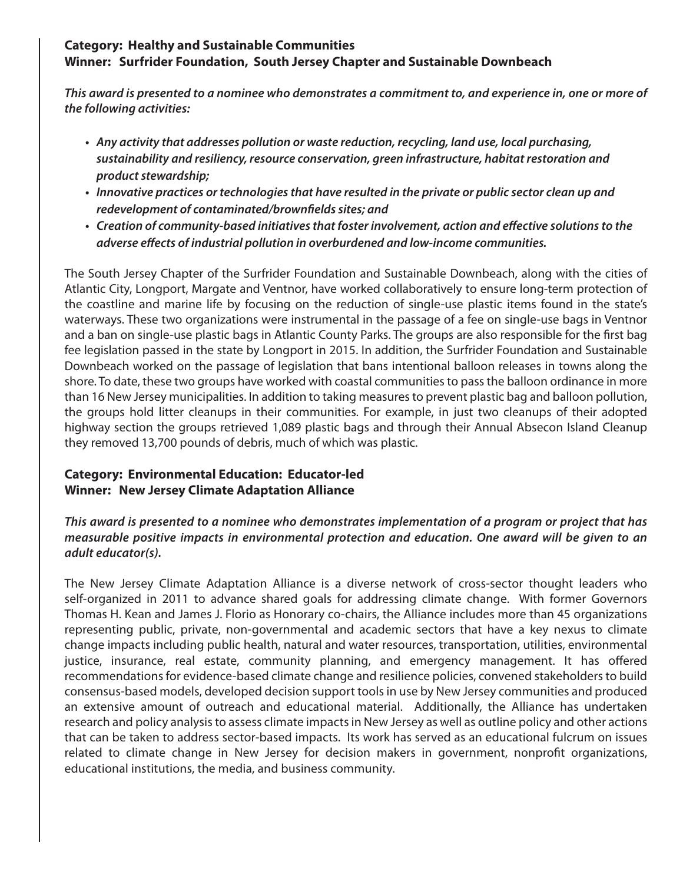**Category: Healthy and Sustainable Communities**
**Winner: Surfrider Foundation, South Jersey Chapter and Sustainable Downbeach**

***This award is presented to a nominee who demonstrates a commitment to, and experience in, one or more of the following activities:***

- ***Any activity that addresses pollution or waste reduction, recycling, land use, local purchasing, sustainability and resiliency, resource conservation, green infrastructure, habitat restoration and product stewardship;***
- ***Innovative practices or technologies that have resulted in the private or public sector clean up and redevelopment of contaminated/brownfields sites; and***
- ***Creation of community-based initiatives that foster involvement, action and effective solutions to the adverse effects of industrial pollution in overburdened and low-income communities.***

The South Jersey Chapter of the Surfrider Foundation and Sustainable Downbeach, along with the cities of Atlantic City, Longport, Margate and Ventnor, have worked collaboratively to ensure long-term protection of the coastline and marine life by focusing on the reduction of single-use plastic items found in the state's waterways. These two organizations were instrumental in the passage of a fee on single-use bags in Ventnor and a ban on single-use plastic bags in Atlantic County Parks. The groups are also responsible for the first bag fee legislation passed in the state by Longport in 2015. In addition, the Surfrider Foundation and Sustainable Downbeach worked on the passage of legislation that bans intentional balloon releases in towns along the shore. To date, these two groups have worked with coastal communities to pass the balloon ordinance in more than 16 New Jersey municipalities. In addition to taking measures to prevent plastic bag and balloon pollution, the groups hold litter cleanups in their communities. For example, in just two cleanups of their adopted highway section the groups retrieved 1,089 plastic bags and through their Annual Absecon Island Cleanup they removed 13,700 pounds of debris, much of which was plastic.

**Category: Environmental Education: Educator-led**
**Winner: New Jersey Climate Adaptation Alliance**

***This award is presented to a nominee who demonstrates implementation of a program or project that has measurable positive impacts in environmental protection and education. One award will be given to an adult educator(s).***

The New Jersey Climate Adaptation Alliance is a diverse network of cross-sector thought leaders who self-organized in 2011 to advance shared goals for addressing climate change. With former Governors Thomas H. Kean and James J. Florio as Honorary co-chairs, the Alliance includes more than 45 organizations representing public, private, non-governmental and academic sectors that have a key nexus to climate change impacts including public health, natural and water resources, transportation, utilities, environmental justice, insurance, real estate, community planning, and emergency management. It has offered recommendations for evidence-based climate change and resilience policies, convened stakeholders to build consensus-based models, developed decision support tools in use by New Jersey communities and produced an extensive amount of outreach and educational material. Additionally, the Alliance has undertaken research and policy analysis to assess climate impacts in New Jersey as well as outline policy and other actions that can be taken to address sector-based impacts. Its work has served as an educational fulcrum on issues related to climate change in New Jersey for decision makers in government, nonprofit organizations, educational institutions, the media, and business community.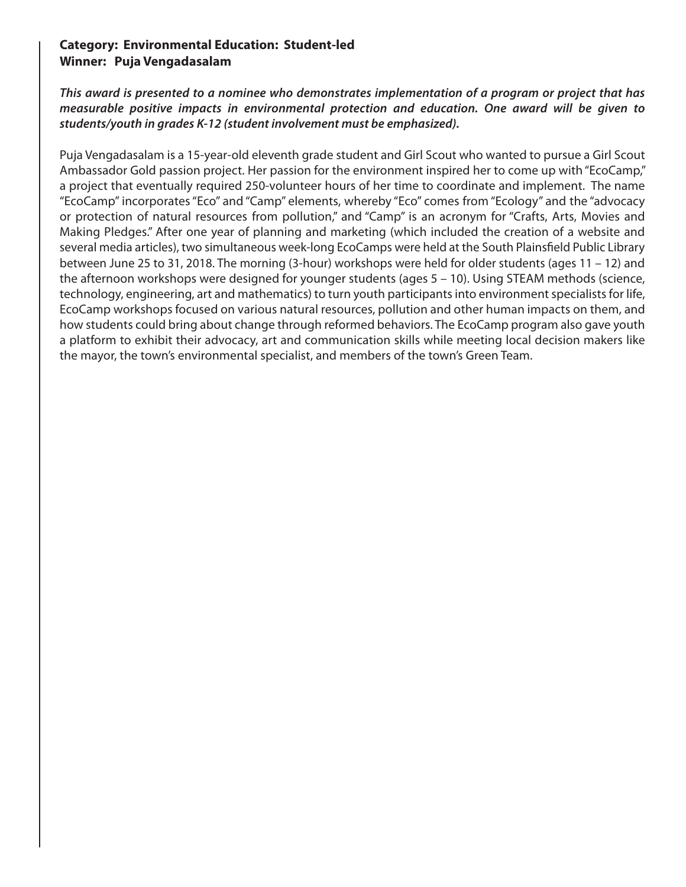**Category: Environmental Education: Student-led**
**Winner: Puja Vengadasalam**

***This award is presented to a nominee who demonstrates implementation of a program or project that has measurable positive impacts in environmental protection and education. One award will be given to students/youth in grades K-12 (student involvement must be emphasized).***

Puja Vengadasalam is a 15-year-old eleventh grade student and Girl Scout who wanted to pursue a Girl Scout Ambassador Gold passion project. Her passion for the environment inspired her to come up with "EcoCamp," a project that eventually required 250-volunteer hours of her time to coordinate and implement. The name "EcoCamp" incorporates "Eco" and "Camp" elements, whereby "Eco" comes from "Ecology" and the "advocacy or protection of natural resources from pollution," and "Camp" is an acronym for "Crafts, Arts, Movies and Making Pledges." After one year of planning and marketing (which included the creation of a website and several media articles), two simultaneous week-long EcoCamps were held at the South Plainsfield Public Library between June 25 to 31, 2018. The morning (3-hour) workshops were held for older students (ages 11 – 12) and the afternoon workshops were designed for younger students (ages 5 – 10). Using STEAM methods (science, technology, engineering, art and mathematics) to turn youth participants into environment specialists for life, EcoCamp workshops focused on various natural resources, pollution and other human impacts on them, and how students could bring about change through reformed behaviors. The EcoCamp program also gave youth a platform to exhibit their advocacy, art and communication skills while meeting local decision makers like the mayor, the town's environmental specialist, and members of the town's Green Team.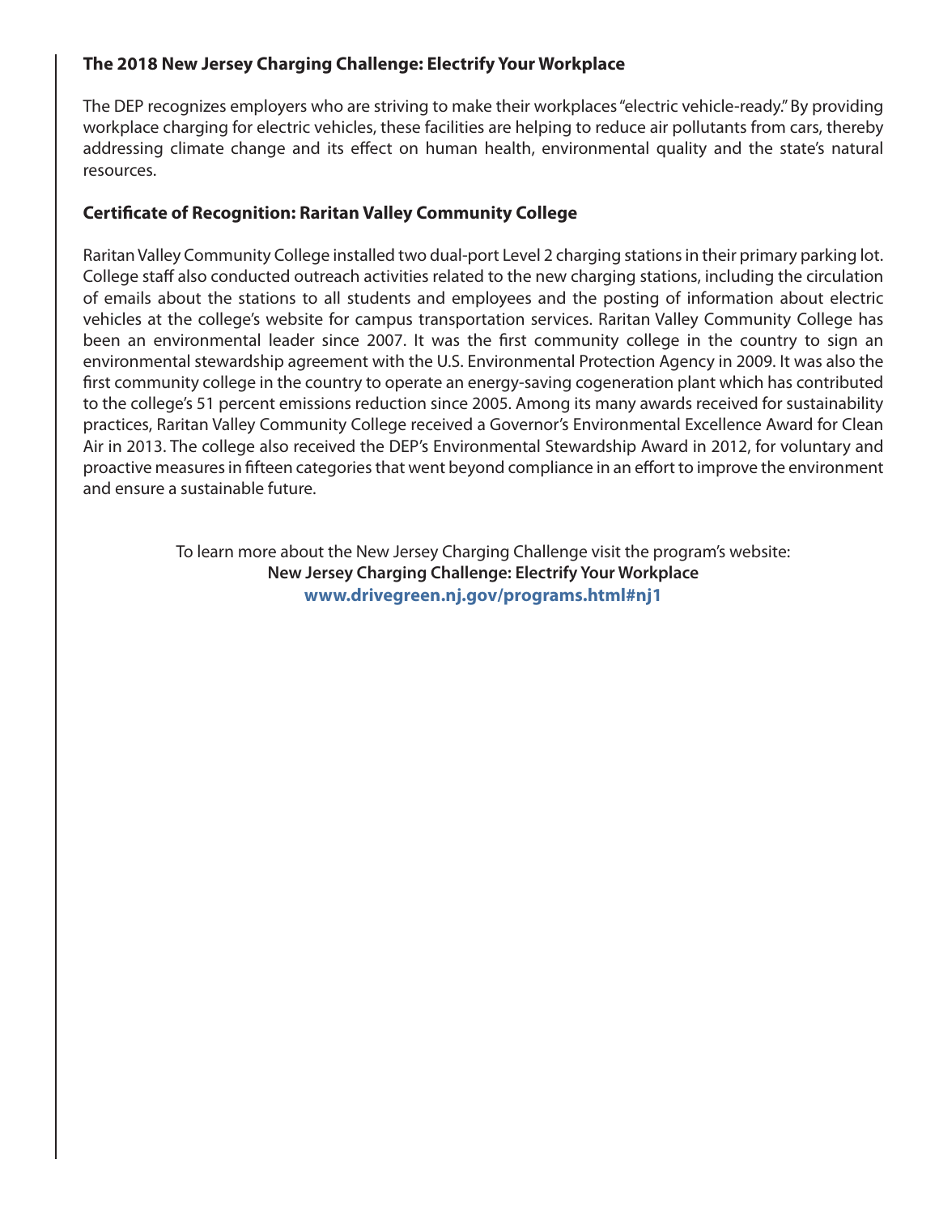## The 2018 New Jersey Charging Challenge: Electrify Your Workplace

The DEP recognizes employers who are striving to make their workplaces "electric vehicle-ready." By providing workplace charging for electric vehicles, these facilities are helping to reduce air pollutants from cars, thereby addressing climate change and its effect on human health, environmental quality and the state's natural resources.

### Certificate of Recognition: Raritan Valley Community College

Raritan Valley Community College installed two dual-port Level 2 charging stations in their primary parking lot. College staff also conducted outreach activities related to the new charging stations, including the circulation of emails about the stations to all students and employees and the posting of information about electric vehicles at the college's website for campus transportation services. Raritan Valley Community College has been an environmental leader since 2007. It was the first community college in the country to sign an environmental stewardship agreement with the U.S. Environmental Protection Agency in 2009. It was also the first community college in the country to operate an energy-saving cogeneration plant which has contributed to the college's 51 percent emissions reduction since 2005. Among its many awards received for sustainability practices, Raritan Valley Community College received a Governor's Environmental Excellence Award for Clean Air in 2013. The college also received the DEP's Environmental Stewardship Award in 2012, for voluntary and proactive measures in fifteen categories that went beyond compliance in an effort to improve the environment and ensure a sustainable future.

To learn more about the New Jersey Charging Challenge visit the program's website:
**New Jersey Charging Challenge: Electrify Your Workplace**
**www.drivegreen.nj.gov/programs.html#nj1**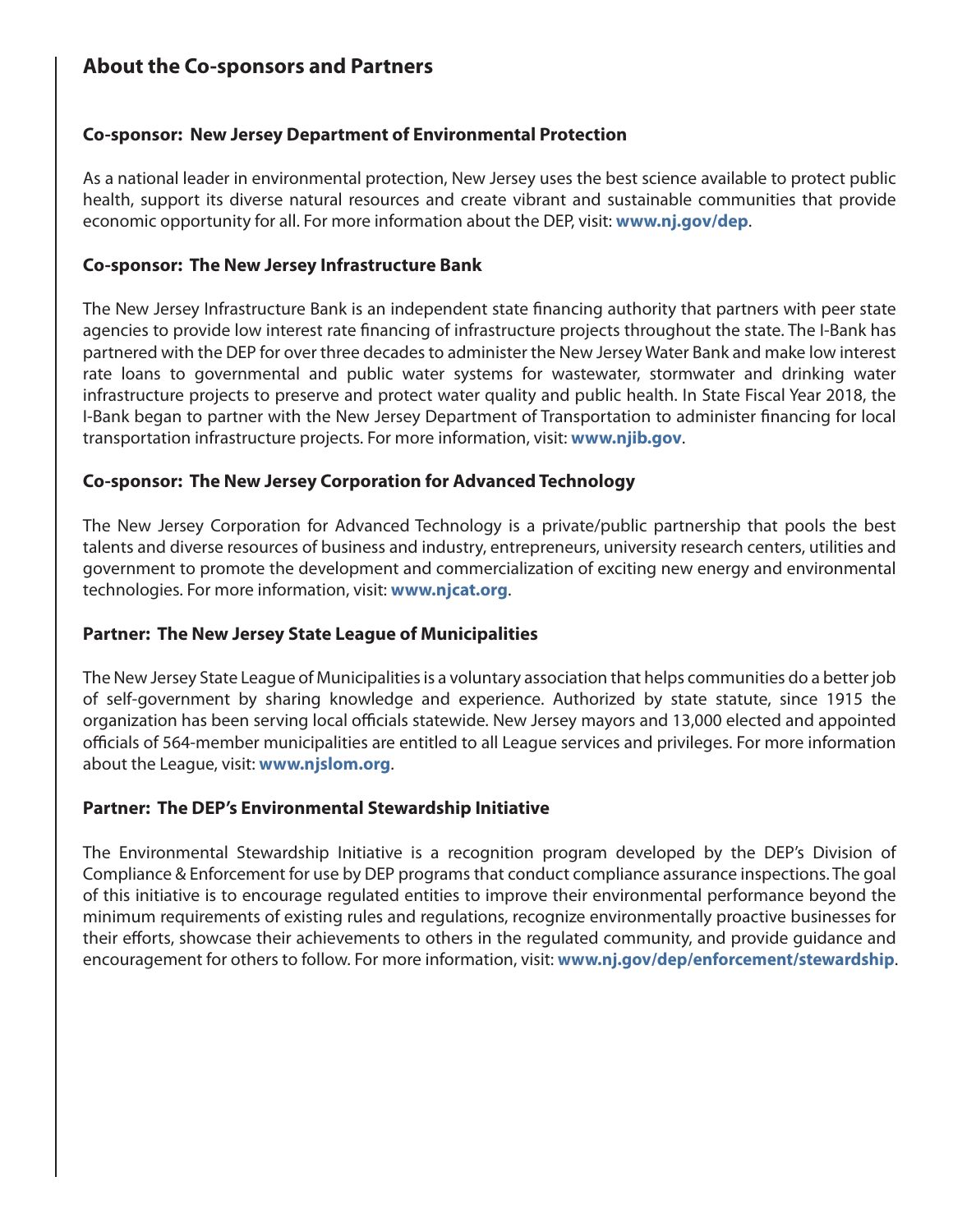## About the Co-sponsors and Partners

### Co-sponsor: New Jersey Department of Environmental Protection

As a national leader in environmental protection, New Jersey uses the best science available to protect public health, support its diverse natural resources and create vibrant and sustainable communities that provide economic opportunity for all. For more information about the DEP, visit: **www.nj.gov/dep**.

### Co-sponsor: The New Jersey Infrastructure Bank

The New Jersey Infrastructure Bank is an independent state financing authority that partners with peer state agencies to provide low interest rate financing of infrastructure projects throughout the state. The I-Bank has partnered with the DEP for over three decades to administer the New Jersey Water Bank and make low interest rate loans to governmental and public water systems for wastewater, stormwater and drinking water infrastructure projects to preserve and protect water quality and public health. In State Fiscal Year 2018, the I-Bank began to partner with the New Jersey Department of Transportation to administer financing for local transportation infrastructure projects. For more information, visit: **www.njib.gov**.

### Co-sponsor: The New Jersey Corporation for Advanced Technology

The New Jersey Corporation for Advanced Technology is a private/public partnership that pools the best talents and diverse resources of business and industry, entrepreneurs, university research centers, utilities and government to promote the development and commercialization of exciting new energy and environmental technologies. For more information, visit: **www.njcat.org**.

### Partner: The New Jersey State League of Municipalities

The New Jersey State League of Municipalities is a voluntary association that helps communities do a better job of self-government by sharing knowledge and experience. Authorized by state statute, since 1915 the organization has been serving local officials statewide. New Jersey mayors and 13,000 elected and appointed officials of 564-member municipalities are entitled to all League services and privileges. For more information about the League, visit: **www.njslom.org**.

### Partner: The DEP's Environmental Stewardship Initiative

The Environmental Stewardship Initiative is a recognition program developed by the DEP's Division of Compliance & Enforcement for use by DEP programs that conduct compliance assurance inspections. The goal of this initiative is to encourage regulated entities to improve their environmental performance beyond the minimum requirements of existing rules and regulations, recognize environmentally proactive businesses for their efforts, showcase their achievements to others in the regulated community, and provide guidance and encouragement for others to follow. For more information, visit: **www.nj.gov/dep/enforcement/stewardship**.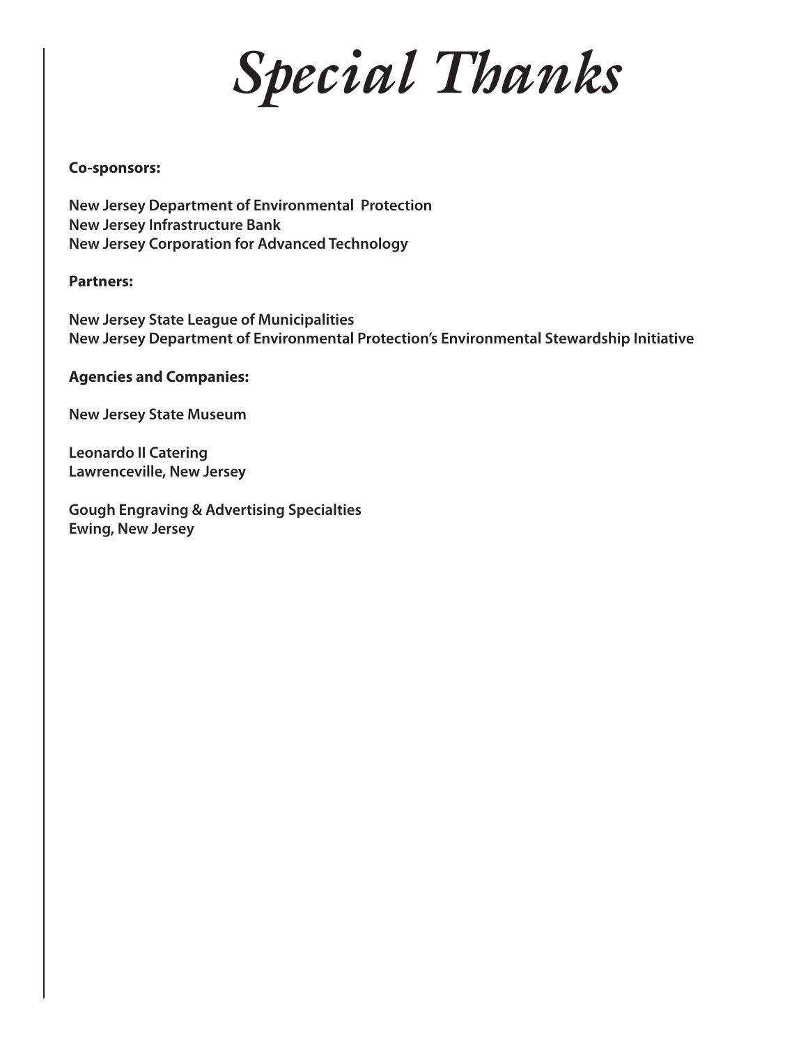# *Special Thanks*

**Co-sponsors:**

**New Jersey Department of Environmental Protection**
**New Jersey Infrastructure Bank**
**New Jersey Corporation for Advanced Technology**

**Partners:**

**New Jersey State League of Municipalities**
**New Jersey Department of Environmental Protection's Environmental Stewardship Initiative**

**Agencies and Companies:**

**New Jersey State Museum**

**Leonardo II Catering**
**Lawrenceville, New Jersey**

**Gough Engraving & Advertising Specialties**
**Ewing, New Jersey**